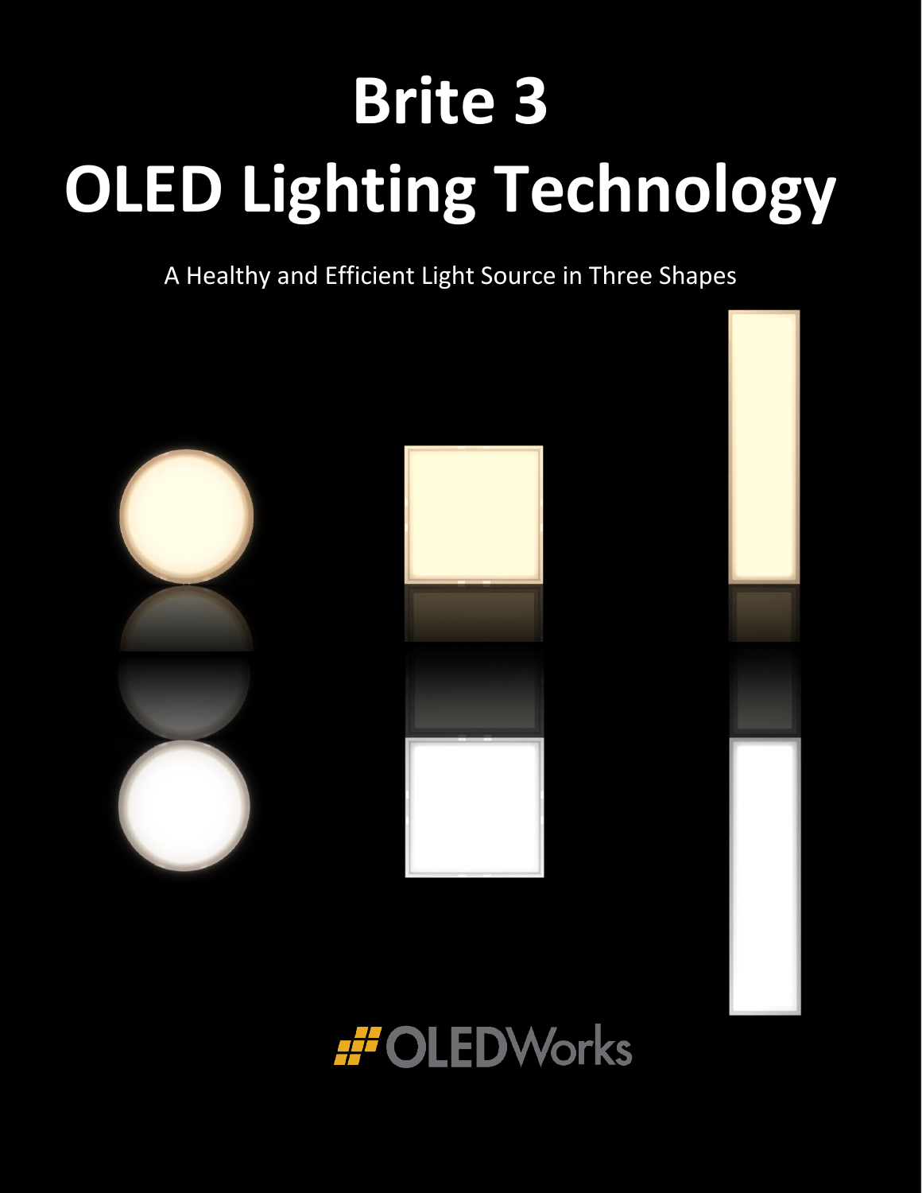# Brite 3
# OLED Lighting Technology

A Healthy and Efficient Light Source in Three Shapes

OLEDWorks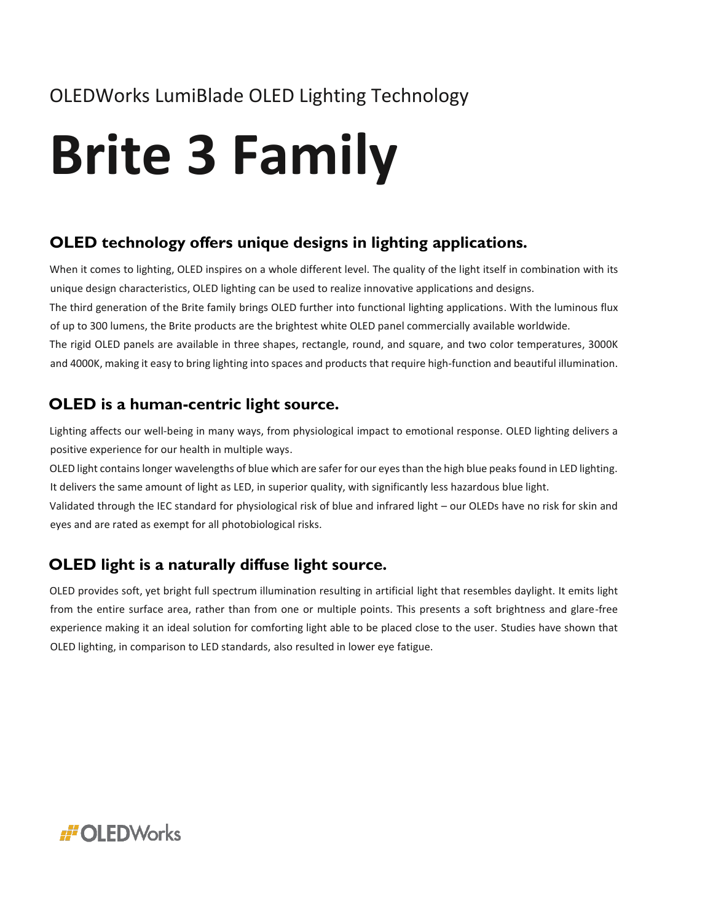OLEDWorks LumiBlade OLED Lighting Technology

# Brite 3 Family

## OLED technology offers unique designs in lighting applications.

When it comes to lighting, OLED inspires on a whole different level. The quality of the light itself in combination with its unique design characteristics, OLED lighting can be used to realize innovative applications and designs.

The third generation of the Brite family brings OLED further into functional lighting applications. With the luminous flux of up to 300 lumens, the Brite products are the brightest white OLED panel commercially available worldwide.

The rigid OLED panels are available in three shapes, rectangle, round, and square, and two color temperatures, 3000K and 4000K, making it easy to bring lighting into spaces and products that require high-function and beautiful illumination.

## OLED is a human-centric light source.

Lighting affects our well-being in many ways, from physiological impact to emotional response. OLED lighting delivers a positive experience for our health in multiple ways.

OLED light contains longer wavelengths of blue which are safer for our eyes than the high blue peaks found in LED lighting. It delivers the same amount of light as LED, in superior quality, with significantly less hazardous blue light.

Validated through the IEC standard for physiological risk of blue and infrared light – our OLEDs have no risk for skin and eyes and are rated as exempt for all photobiological risks.

## OLED light is a naturally diffuse light source.

OLED provides soft, yet bright full spectrum illumination resulting in artificial light that resembles daylight. It emits light from the entire surface area, rather than from one or multiple points. This presents a soft brightness and glare-free experience making it an ideal solution for comforting light able to be placed close to the user. Studies have shown that OLED lighting, in comparison to LED standards, also resulted in lower eye fatigue.

OLEDWorks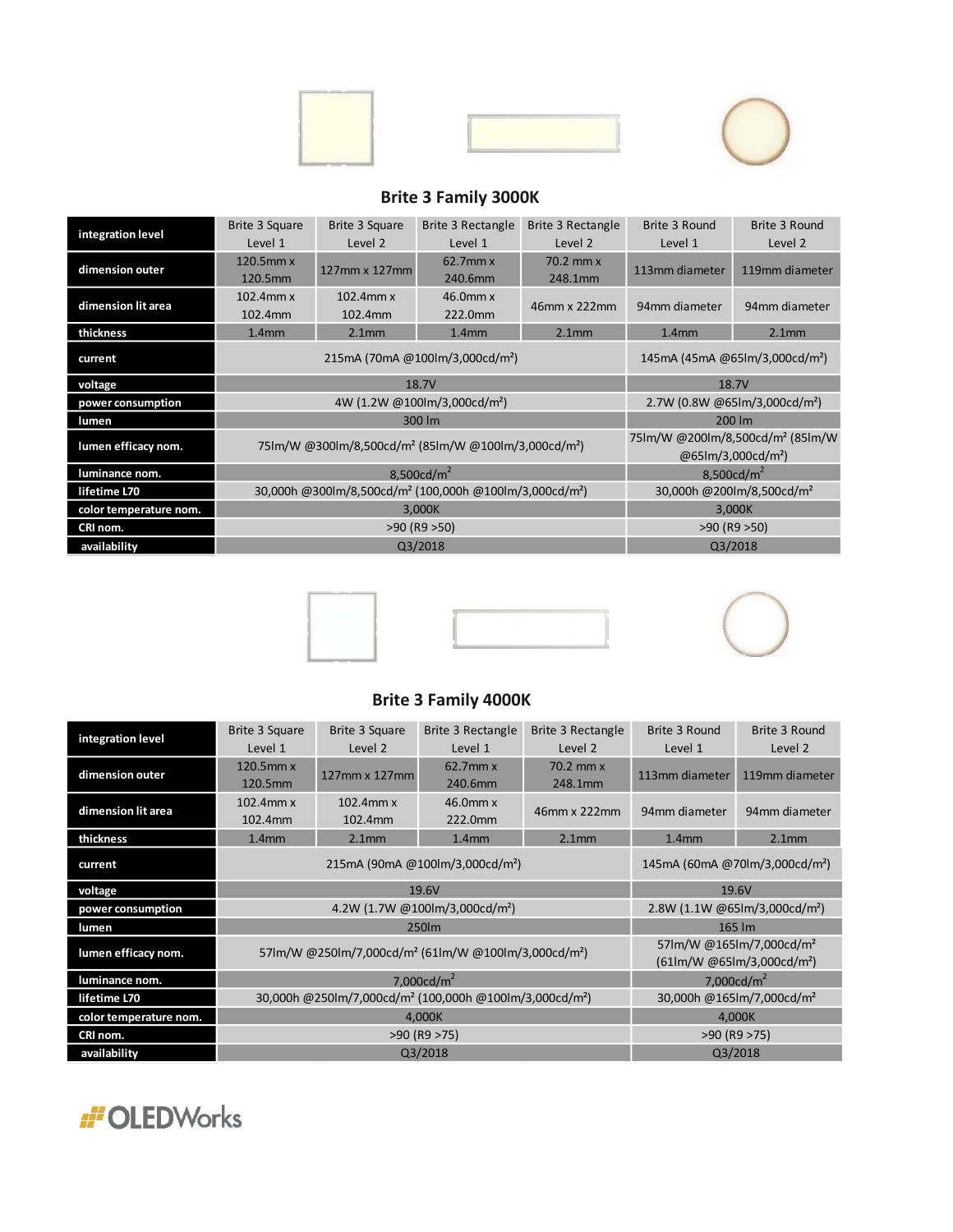## Brite 3 Family 3000K

| integration level | Brite 3 Square Level 1 | Brite 3 Square Level 2 | Brite 3 Rectangle Level 1 | Brite 3 Rectangle Level 2 | Brite 3 Round Level 1 | Brite 3 Round Level 2 |
|---|---|---|---|---|---|---|
| dimension outer | 120.5mm x 120.5mm | 127mm x 127mm | 62.7mm x 240.6mm | 70.2 mm x 248.1mm | 113mm diameter | 119mm diameter |
| dimension lit area | 102.4mm x 102.4mm | 102.4mm x 102.4mm | 46.0mm x 222.0mm | 46mm x 222mm | 94mm diameter | 94mm diameter |
| thickness | 1.4mm | 2.1mm | 1.4mm | 2.1mm | 1.4mm | 2.1mm |
| current | 215mA (70mA @100lm/3,000cd/m²) | | | | 145mA (45mA @65lm/3,000cd/m²) | |
| voltage | 18.7V | | | | 18.7V | |
| power consumption | 4W (1.2W @100lm/3,000cd/m²) | | | | 2.7W (0.8W @65lm/3,000cd/m²) | |
| lumen | 300 lm | | | | 200 lm | |
| lumen efficacy nom. | 75lm/W @300lm/8,500cd/m² (85lm/W @100lm/3,000cd/m²) | | | | 75lm/W @200lm/8,500cd/m² (85lm/W @65lm/3,000cd/m²) | |
| luminance nom. | 8,500cd/m² | | | | 8,500cd/m² | |
| lifetime L70 | 30,000h @300lm/8,500cd/m² (100,000h @100lm/3,000cd/m²) | | | | 30,000h @200lm/8,500cd/m² | |
| color temperature nom. | 3,000K | | | | 3,000K | |
| CRI nom. | >90 (R9 >50) | | | | >90 (R9 >50) | |
| availability | Q3/2018 | | | | Q3/2018 | |

## Brite 3 Family 4000K

| integration level | Brite 3 Square Level 1 | Brite 3 Square Level 2 | Brite 3 Rectangle Level 1 | Brite 3 Rectangle Level 2 | Brite 3 Round Level 1 | Brite 3 Round Level 2 |
|---|---|---|---|---|---|---|
| dimension outer | 120.5mm x 120.5mm | 127mm x 127mm | 62.7mm x 240.6mm | 70.2 mm x 248.1mm | 113mm diameter | 119mm diameter |
| dimension lit area | 102.4mm x 102.4mm | 102.4mm x 102.4mm | 46.0mm x 222.0mm | 46mm x 222mm | 94mm diameter | 94mm diameter |
| thickness | 1.4mm | 2.1mm | 1.4mm | 2.1mm | 1.4mm | 2.1mm |
| current | 215mA (90mA @100lm/3,000cd/m²) | | | | 145mA (60mA @70lm/3,000cd/m²) | |
| voltage | 19.6V | | | | 19.6V | |
| power consumption | 4.2W (1.7W @100lm/3,000cd/m²) | | | | 2.8W (1.1W @65lm/3,000cd/m²) | |
| lumen | 250lm | | | | 165 lm | |
| lumen efficacy nom. | 57lm/W @250lm/7,000cd/m² (61lm/W @100lm/3,000cd/m²) | | | | 57lm/W @165lm/7,000cd/m² (61lm/W @65lm/3,000cd/m²) | |
| luminance nom. | 7,000cd/m² | | | | 7,000cd/m² | |
| lifetime L70 | 30,000h @250lm/7,000cd/m² (100,000h @100lm/3,000cd/m²) | | | | 30,000h @165lm/7,000cd/m² | |
| color temperature nom. | 4,000K | | | | 4,000K | |
| CRI nom. | >90 (R9 >75) | | | | >90 (R9 >75) | |
| availability | Q3/2018 | | | | Q3/2018 | |

OLEDWorks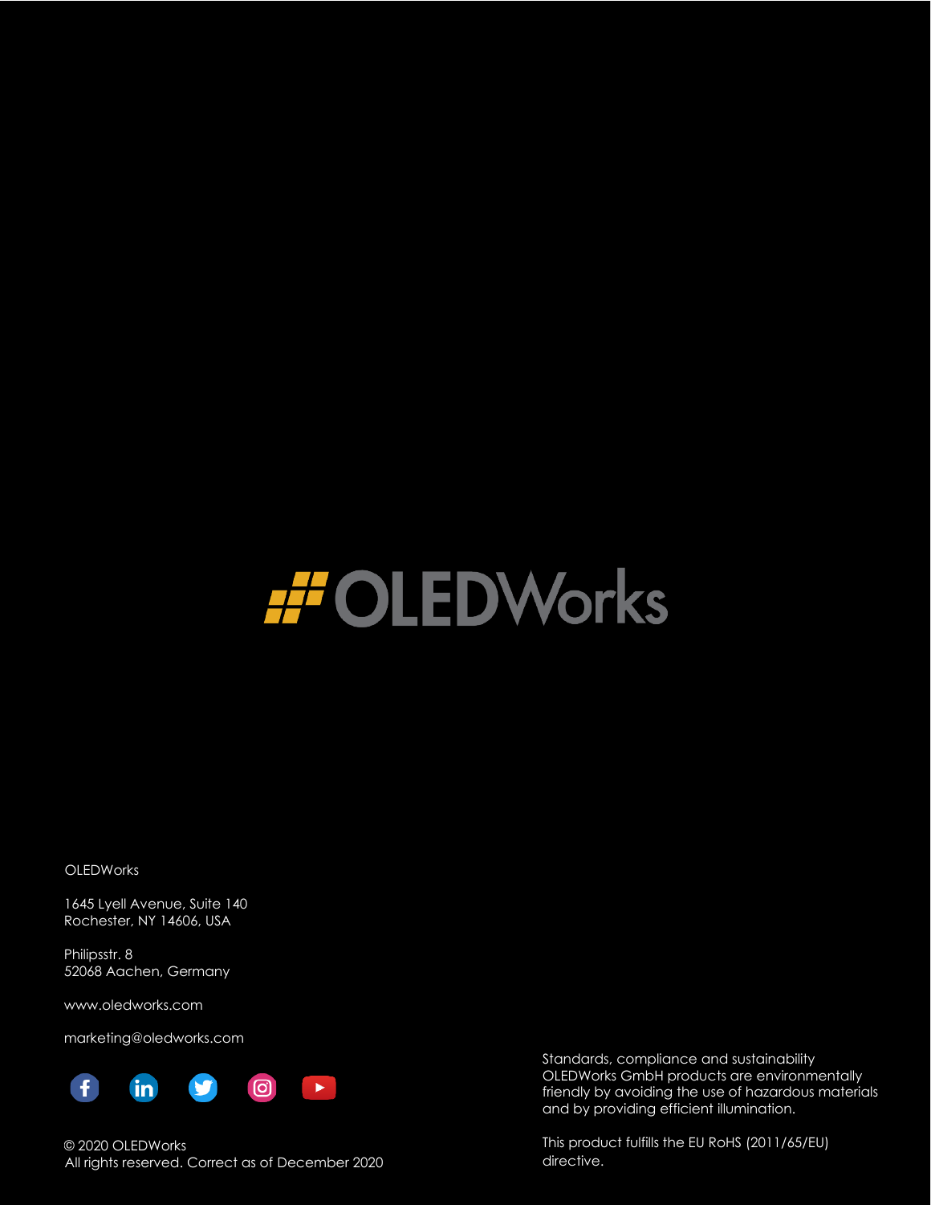OLEDWorks

1645 Lyell Avenue, Suite 140
Rochester, NY 14606, USA

Philipsstr. 8
52068 Aachen, Germany

www.oledworks.com

marketing@oledworks.com

© 2020 OLEDWorks
All rights reserved. Correct as of December 2020

Standards, compliance and sustainability
OLEDWorks GmbH products are environmentally friendly by avoiding the use of hazardous materials and by providing efficient illumination.

This product fulfills the EU RoHS (2011/65/EU) directive.